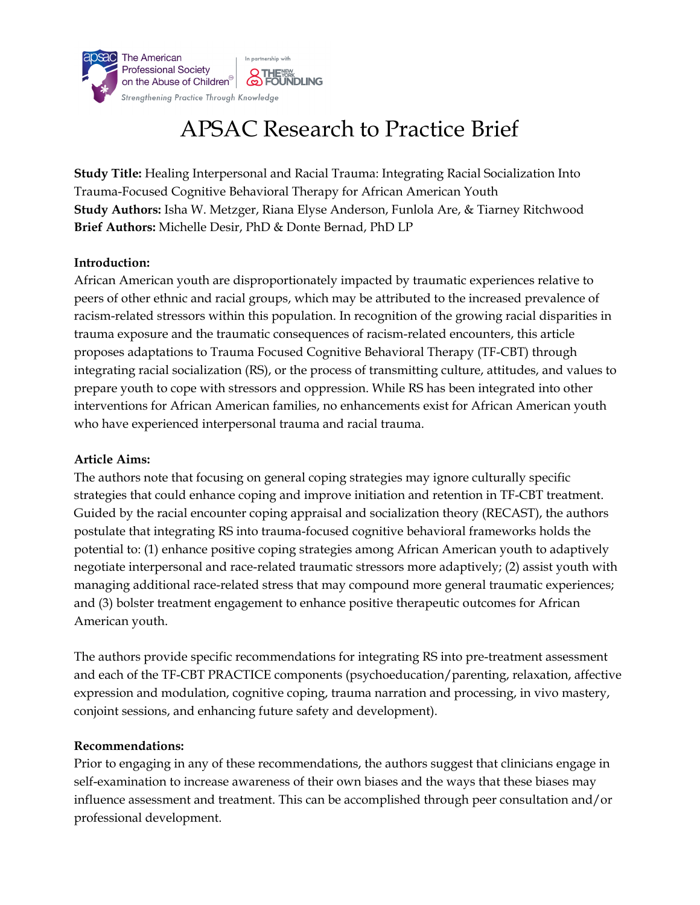# APSAC Research to Practice Brief

**Study Title:** Healing Interpersonal and Racial Trauma: Integrating Racial Socialization Into Trauma-Focused Cognitive Behavioral Therapy for African American Youth
**Study Authors:** Isha W. Metzger, Riana Elyse Anderson, Funlola Are, & Tiarney Ritchwood
**Brief Authors:** Michelle Desir, PhD & Donte Bernad, PhD LP

**Introduction:**

African American youth are disproportionately impacted by traumatic experiences relative to peers of other ethnic and racial groups, which may be attributed to the increased prevalence of racism-related stressors within this population. In recognition of the growing racial disparities in trauma exposure and the traumatic consequences of racism-related encounters, this article proposes adaptations to Trauma Focused Cognitive Behavioral Therapy (TF-CBT) through integrating racial socialization (RS), or the process of transmitting culture, attitudes, and values to prepare youth to cope with stressors and oppression. While RS has been integrated into other interventions for African American families, no enhancements exist for African American youth who have experienced interpersonal trauma and racial trauma.

**Article Aims:**

The authors note that focusing on general coping strategies may ignore culturally specific strategies that could enhance coping and improve initiation and retention in TF-CBT treatment. Guided by the racial encounter coping appraisal and socialization theory (RECAST), the authors postulate that integrating RS into trauma-focused cognitive behavioral frameworks holds the potential to: (1) enhance positive coping strategies among African American youth to adaptively negotiate interpersonal and race-related traumatic stressors more adaptively; (2) assist youth with managing additional race-related stress that may compound more general traumatic experiences; and (3) bolster treatment engagement to enhance positive therapeutic outcomes for African American youth.

The authors provide specific recommendations for integrating RS into pre-treatment assessment and each of the TF-CBT PRACTICE components (psychoeducation/parenting, relaxation, affective expression and modulation, cognitive coping, trauma narration and processing, in vivo mastery, conjoint sessions, and enhancing future safety and development).

**Recommendations:**

Prior to engaging in any of these recommendations, the authors suggest that clinicians engage in self-examination to increase awareness of their own biases and the ways that these biases may influence assessment and treatment. This can be accomplished through peer consultation and/or professional development.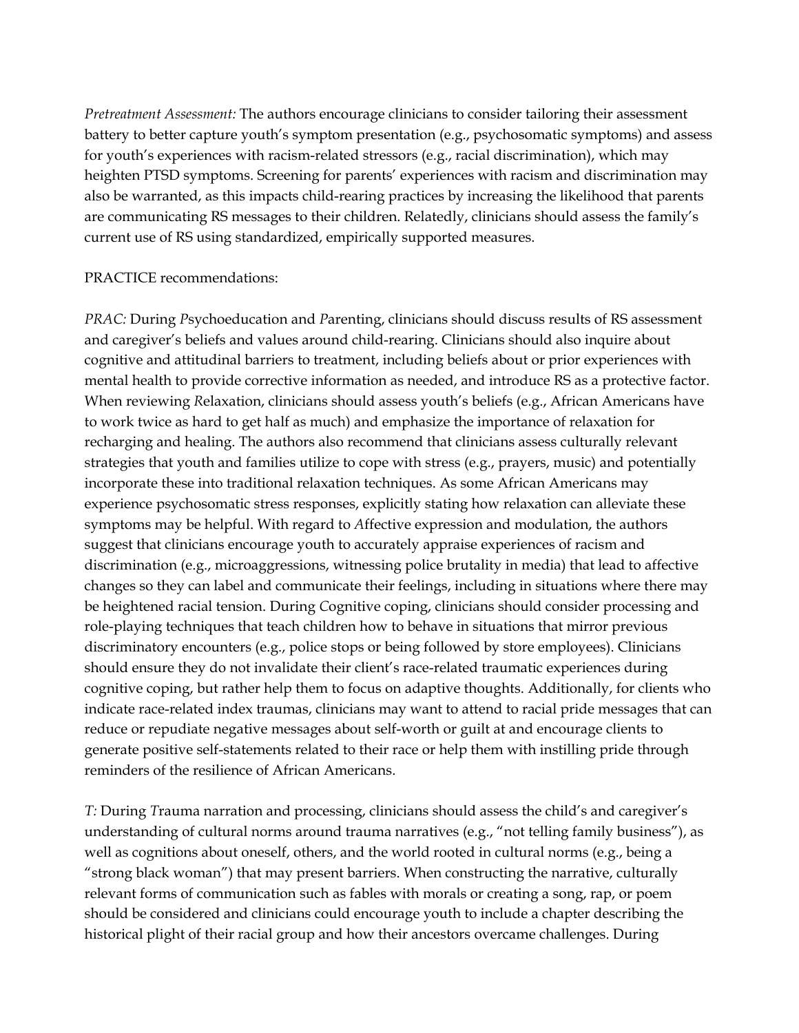*Pretreatment Assessment:* The authors encourage clinicians to consider tailoring their assessment battery to better capture youth's symptom presentation (e.g., psychosomatic symptoms) and assess for youth's experiences with racism-related stressors (e.g., racial discrimination), which may heighten PTSD symptoms. Screening for parents' experiences with racism and discrimination may also be warranted, as this impacts child-rearing practices by increasing the likelihood that parents are communicating RS messages to their children. Relatedly, clinicians should assess the family's current use of RS using standardized, empirically supported measures.

PRACTICE recommendations:

*PRAC:* During *P*sychoeducation and *P*arenting, clinicians should discuss results of RS assessment and caregiver's beliefs and values around child-rearing. Clinicians should also inquire about cognitive and attitudinal barriers to treatment, including beliefs about or prior experiences with mental health to provide corrective information as needed, and introduce RS as a protective factor. When reviewing *R*elaxation, clinicians should assess youth's beliefs (e.g., African Americans have to work twice as hard to get half as much) and emphasize the importance of relaxation for recharging and healing. The authors also recommend that clinicians assess culturally relevant strategies that youth and families utilize to cope with stress (e.g., prayers, music) and potentially incorporate these into traditional relaxation techniques. As some African Americans may experience psychosomatic stress responses, explicitly stating how relaxation can alleviate these symptoms may be helpful. With regard to *A*ffective expression and modulation, the authors suggest that clinicians encourage youth to accurately appraise experiences of racism and discrimination (e.g., microaggressions, witnessing police brutality in media) that lead to affective changes so they can label and communicate their feelings, including in situations where there may be heightened racial tension. During *C*ognitive coping, clinicians should consider processing and role-playing techniques that teach children how to behave in situations that mirror previous discriminatory encounters (e.g., police stops or being followed by store employees). Clinicians should ensure they do not invalidate their client's race-related traumatic experiences during cognitive coping, but rather help them to focus on adaptive thoughts. Additionally, for clients who indicate race-related index traumas, clinicians may want to attend to racial pride messages that can reduce or repudiate negative messages about self-worth or guilt at and encourage clients to generate positive self-statements related to their race or help them with instilling pride through reminders of the resilience of African Americans.

*T:* During *T*rauma narration and processing, clinicians should assess the child's and caregiver's understanding of cultural norms around trauma narratives (e.g., "not telling family business"), as well as cognitions about oneself, others, and the world rooted in cultural norms (e.g., being a "strong black woman") that may present barriers. When constructing the narrative, culturally relevant forms of communication such as fables with morals or creating a song, rap, or poem should be considered and clinicians could encourage youth to include a chapter describing the historical plight of their racial group and how their ancestors overcame challenges. During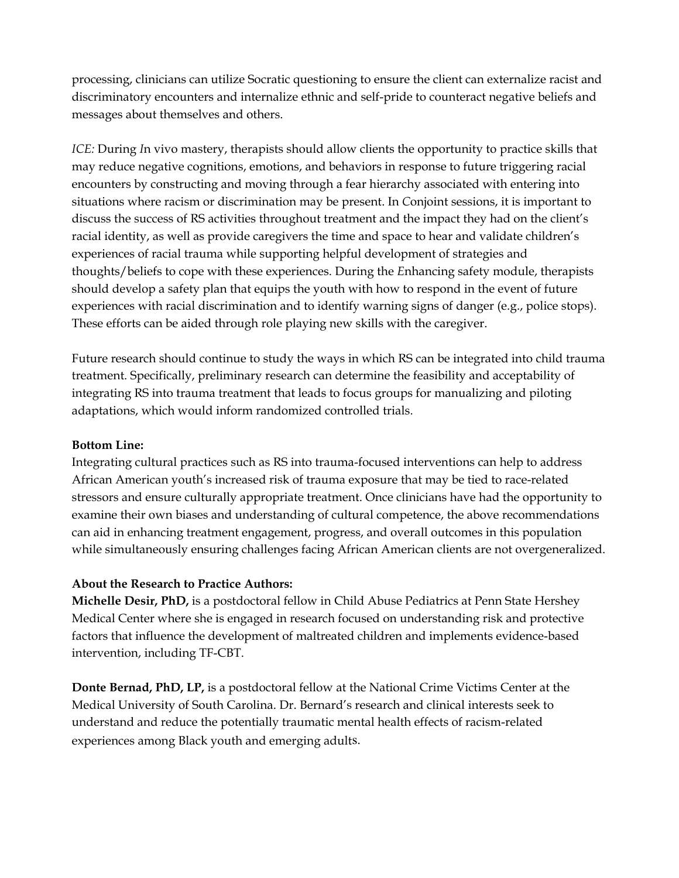processing, clinicians can utilize Socratic questioning to ensure the client can externalize racist and discriminatory encounters and internalize ethnic and self-pride to counteract negative beliefs and messages about themselves and others.

*ICE:* During *I*n vivo mastery, therapists should allow clients the opportunity to practice skills that may reduce negative cognitions, emotions, and behaviors in response to future triggering racial encounters by constructing and moving through a fear hierarchy associated with entering into situations where racism or discrimination may be present. In *C*onjoint sessions, it is important to discuss the success of RS activities throughout treatment and the impact they had on the client's racial identity, as well as provide caregivers the time and space to hear and validate children's experiences of racial trauma while supporting helpful development of strategies and thoughts/beliefs to cope with these experiences. During the *E*nhancing safety module, therapists should develop a safety plan that equips the youth with how to respond in the event of future experiences with racial discrimination and to identify warning signs of danger (e.g., police stops). These efforts can be aided through role playing new skills with the caregiver.

Future research should continue to study the ways in which RS can be integrated into child trauma treatment. Specifically, preliminary research can determine the feasibility and acceptability of integrating RS into trauma treatment that leads to focus groups for manualizing and piloting adaptations, which would inform randomized controlled trials.

**Bottom Line:**
Integrating cultural practices such as RS into trauma-focused interventions can help to address African American youth's increased risk of trauma exposure that may be tied to race-related stressors and ensure culturally appropriate treatment. Once clinicians have had the opportunity to examine their own biases and understanding of cultural competence, the above recommendations can aid in enhancing treatment engagement, progress, and overall outcomes in this population while simultaneously ensuring challenges facing African American clients are not overgeneralized.

**About the Research to Practice Authors:**
**Michelle Desir, PhD,** is a postdoctoral fellow in Child Abuse Pediatrics at Penn State Hershey Medical Center where she is engaged in research focused on understanding risk and protective factors that influence the development of maltreated children and implements evidence-based intervention, including TF-CBT.

**Donte Bernad, PhD, LP,** is a postdoctoral fellow at the National Crime Victims Center at the Medical University of South Carolina. Dr. Bernard's research and clinical interests seek to understand and reduce the potentially traumatic mental health effects of racism-related experiences among Black youth and emerging adults.